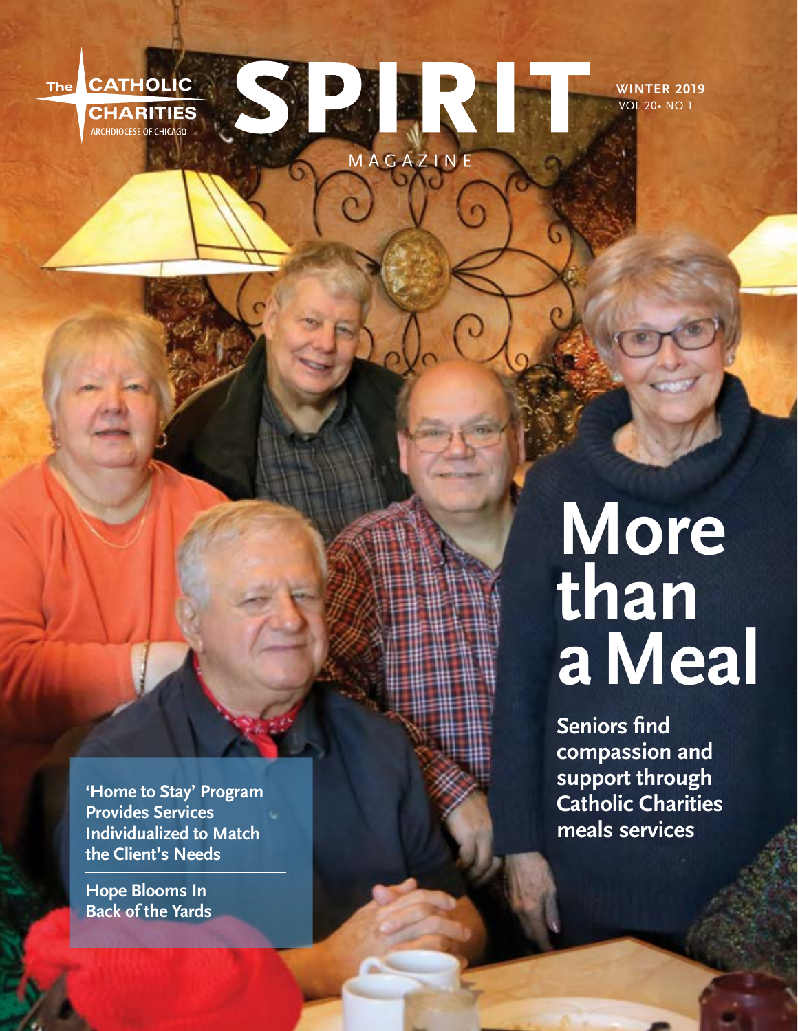The CATHOLIC CHARITIES
ARCHDIOCESE OF CHICAGO

# SPIRIT
MAGAZINE

**WINTER 2019**
VOL 20• NO 1

# More than a Meal

**Seniors find compassion and support through Catholic Charities meals services**

**'Home to Stay' Program Provides Services Individualized to Match the Client's Needs**

**Hope Blooms In Back of the Yards**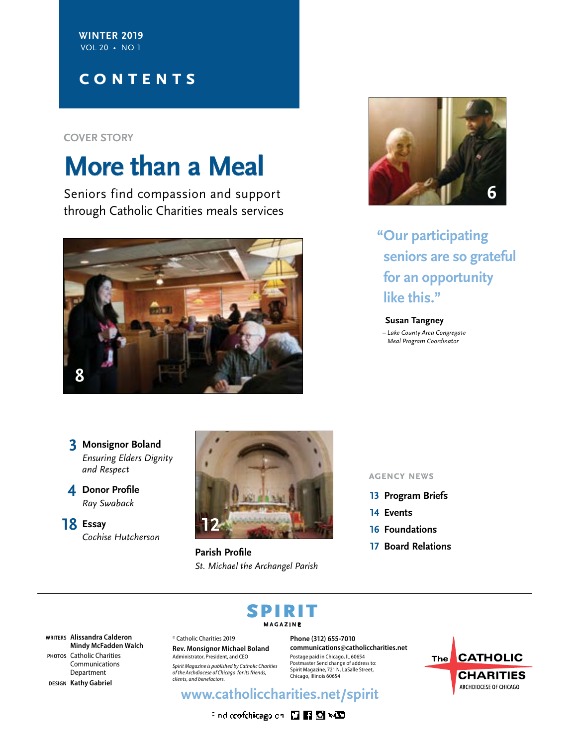WINTER 2019
VOL 20 • NO 1

# CONTENTS

COVER STORY

## More than a Meal

Seniors find compassion and support through Catholic Charities meals services

8

6

"Our participating seniors are so grateful for an opportunity like this."

**Susan Tangney**
*– Lake County Area Congregate Meal Program Coordinator*

**3 Monsignor Boland**
*Ensuring Elders Dignity and Respect*

**4 Donor Profile**
*Ray Swaback*

**18 Essay**
*Cochise Hutcherson*

12

**Parish Profile**
*St. Michael the Archangel Parish*

AGENCY NEWS

- **13** Program Briefs
- **14** Events
- **16** Foundations
- **17** Board Relations

---

**SPIRIT MAGAZINE**

WRITERS **Alissandra Calderon**, **Mindy McFadden Walch**
PHOTOS Catholic Charities Communications Department
DESIGN **Kathy Gabriel**

© Catholic Charities 2019
**Rev. Monsignor Michael Boland**
Administrator, President, and CEO

*Spirit Magazine is published by Catholic Charities of the Archdiocese of Chicago for its friends, clients, and benefactors.*

**Phone (312) 655-7010**
**communications@catholiccharities.net**
Postage paid in Chicago, IL 60654
Postmaster Send change of address to:
Spirit Magazine, 721 N. LaSalle Street,
Chicago, Illinois 60654

The CATHOLIC CHARITIES ARCHDIOCESE OF CHICAGO

www.catholiccharities.net/spirit

Find ccofchicago on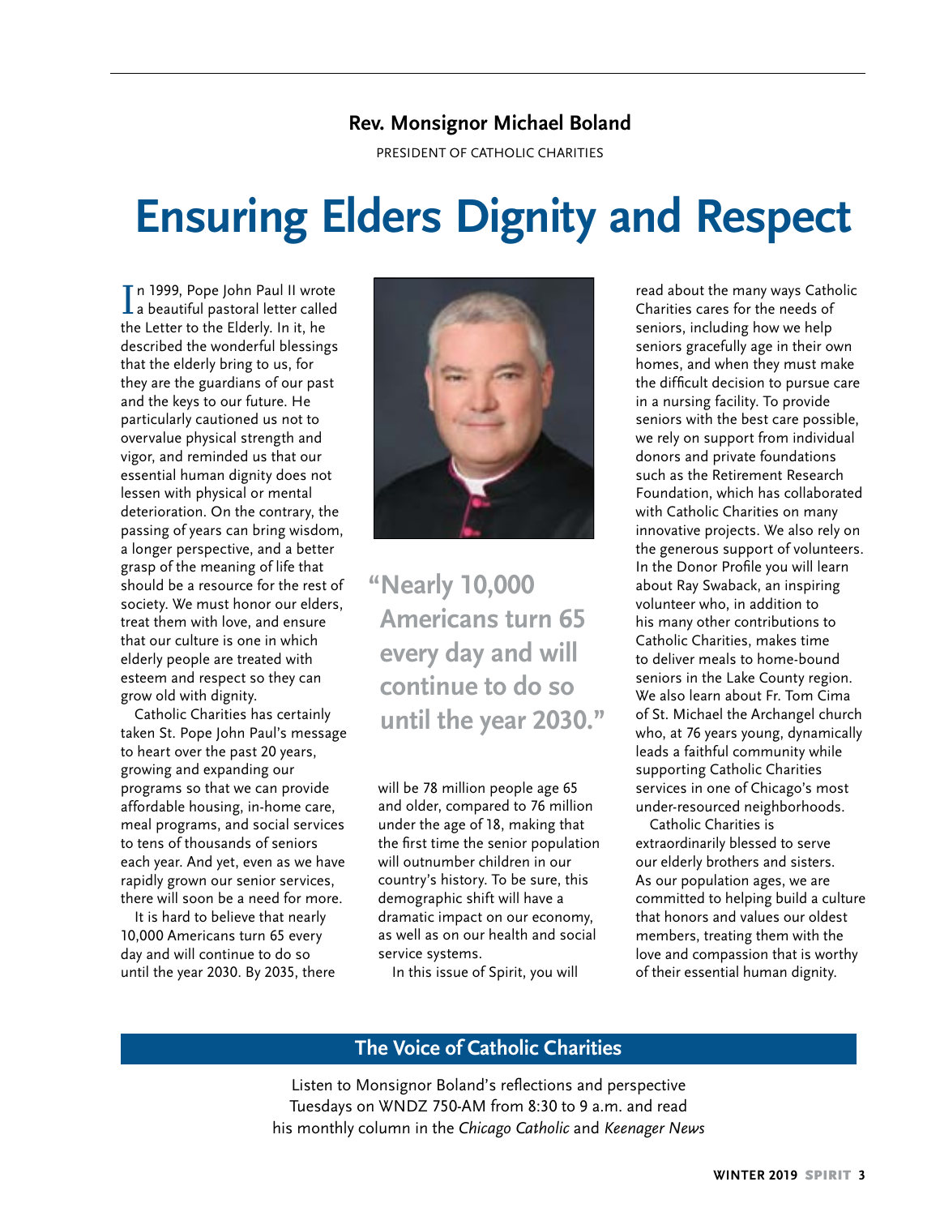**Rev. Monsignor Michael Boland**

PRESIDENT OF CATHOLIC CHARITIES

# Ensuring Elders Dignity and Respect

In 1999, Pope John Paul II wrote a beautiful pastoral letter called the Letter to the Elderly. In it, he described the wonderful blessings that the elderly bring to us, for they are the guardians of our past and the keys to our future. He particularly cautioned us not to overvalue physical strength and vigor, and reminded us that our essential human dignity does not lessen with physical or mental deterioration. On the contrary, the passing of years can bring wisdom, a longer perspective, and a better grasp of the meaning of life that should be a resource for the rest of society. We must honor our elders, treat them with love, and ensure that our culture is one in which elderly people are treated with esteem and respect so they can grow old with dignity.

Catholic Charities has certainly taken St. Pope John Paul's message to heart over the past 20 years, growing and expanding our programs so that we can provide affordable housing, in-home care, meal programs, and social services to tens of thousands of seniors each year. And yet, even as we have rapidly grown our senior services, there will soon be a need for more.

It is hard to believe that nearly 10,000 Americans turn 65 every day and will continue to do so until the year 2030. By 2035, there will be 78 million people age 65 and older, compared to 76 million under the age of 18, making that the first time the senior population will outnumber children in our country's history. To be sure, this demographic shift will have a dramatic impact on our economy, as well as on our health and social service systems.

> **"Nearly 10,000 Americans turn 65 every day and will continue to do so until the year 2030."**

In this issue of Spirit, you will read about the many ways Catholic Charities cares for the needs of seniors, including how we help seniors gracefully age in their own homes, and when they must make the difficult decision to pursue care in a nursing facility. To provide seniors with the best care possible, we rely on support from individual donors and private foundations such as the Retirement Research Foundation, which has collaborated with Catholic Charities on many innovative projects. We also rely on the generous support of volunteers. In the Donor Profile you will learn about Ray Swaback, an inspiring volunteer who, in addition to his many other contributions to Catholic Charities, makes time to deliver meals to home-bound seniors in the Lake County region. We also learn about Fr. Tom Cima of St. Michael the Archangel church who, at 76 years young, dynamically leads a faithful community while supporting Catholic Charities services in one of Chicago's most under-resourced neighborhoods.

Catholic Charities is extraordinarily blessed to serve our elderly brothers and sisters. As our population ages, we are committed to helping build a culture that honors and values our oldest members, treating them with the love and compassion that is worthy of their essential human dignity.

## The Voice of Catholic Charities

Listen to Monsignor Boland's reflections and perspective Tuesdays on WNDZ 750-AM from 8:30 to 9 a.m. and read his monthly column in the *Chicago Catholic* and *Keenager News*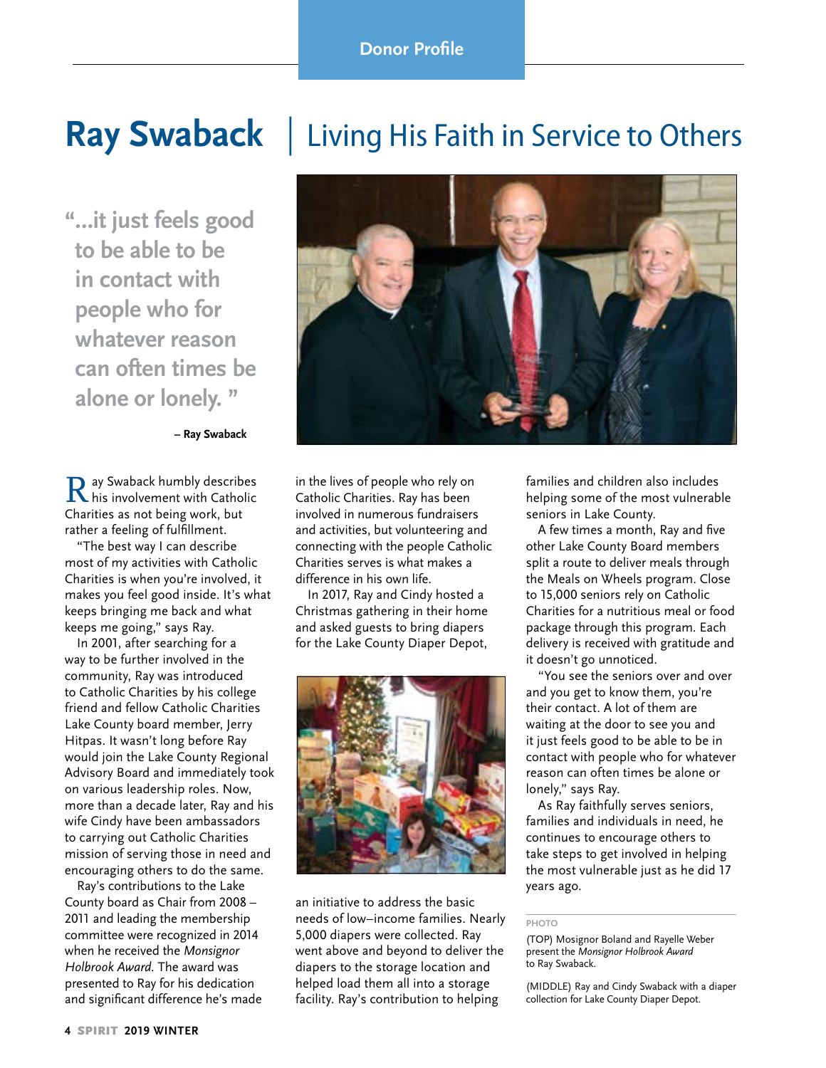Donor Profile

# Ray Swaback | Living His Faith in Service to Others

> **"...it just feels good to be able to be in contact with people who for whatever reason can often times be alone or lonely."**
>
> **– Ray Swaback**

Ray Swaback humbly describes his involvement with Catholic Charities as not being work, but rather a feeling of fulfillment.

"The best way I can describe most of my activities with Catholic Charities is when you're involved, it makes you feel good inside. It's what keeps bringing me back and what keeps me going," says Ray.

In 2001, after searching for a way to be further involved in the community, Ray was introduced to Catholic Charities by his college friend and fellow Catholic Charities Lake County board member, Jerry Hitpas. It wasn't long before Ray would join the Lake County Regional Advisory Board and immediately took on various leadership roles. Now, more than a decade later, Ray and his wife Cindy have been ambassadors to carrying out Catholic Charities mission of serving those in need and encouraging others to do the same.

Ray's contributions to the Lake County board as Chair from 2008 – 2011 and leading the membership committee were recognized in 2014 when he received the *Monsignor Holbrook Award*. The award was presented to Ray for his dedication and significant difference he's made in the lives of people who rely on Catholic Charities. Ray has been involved in numerous fundraisers and activities, but volunteering and connecting with the people Catholic Charities serves is what makes a difference in his own life.

In 2017, Ray and Cindy hosted a Christmas gathering in their home and asked guests to bring diapers for the Lake County Diaper Depot, an initiative to address the basic needs of low–income families. Nearly 5,000 diapers were collected. Ray went above and beyond to deliver the diapers to the storage location and helped load them all into a storage facility. Ray's contribution to helping families and children also includes helping some of the most vulnerable seniors in Lake County.

A few times a month, Ray and five other Lake County Board members split a route to deliver meals through the Meals on Wheels program. Close to 15,000 seniors rely on Catholic Charities for a nutritious meal or food package through this program. Each delivery is received with gratitude and it doesn't go unnoticed.

"You see the seniors over and over and you get to know them, you're their contact. A lot of them are waiting at the door to see you and it just feels good to be able to be in contact with people who for whatever reason can often times be alone or lonely," says Ray.

As Ray faithfully serves seniors, families and individuals in need, he continues to encourage others to take steps to get involved in helping the most vulnerable just as he did 17 years ago.

**PHOTO**

(TOP) Mosignor Boland and Rayelle Weber present the *Monsignor Holbrook Award* to Ray Swaback.

(MIDDLE) Ray and Cindy Swaback with a diaper collection for Lake County Diaper Depot.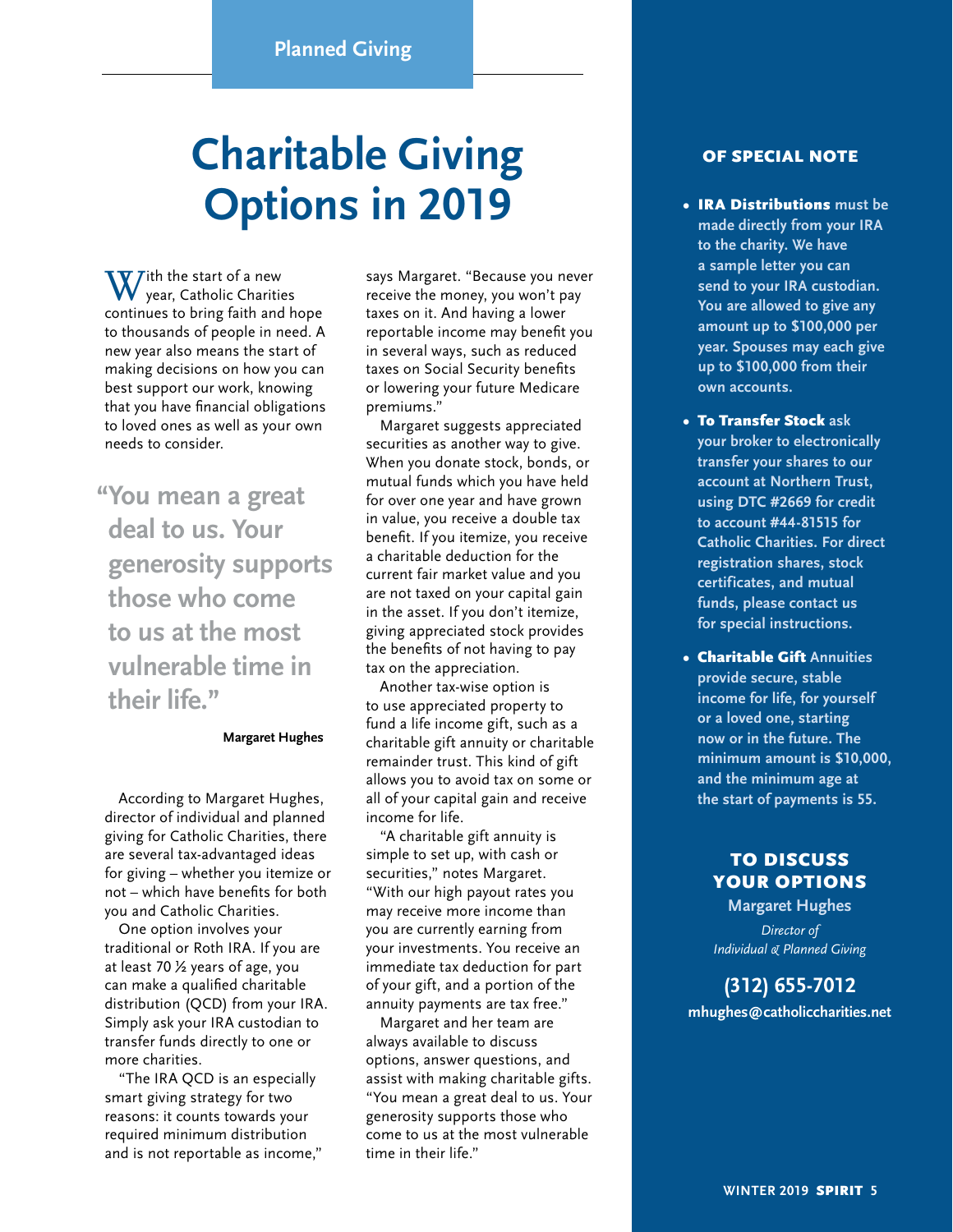Planned Giving

# Charitable Giving Options in 2019

With the start of a new year, Catholic Charities continues to bring faith and hope to thousands of people in need. A new year also means the start of making decisions on how you can best support our work, knowing that you have financial obligations to loved ones as well as your own needs to consider.

> "You mean a great deal to us. Your generosity supports those who come to us at the most vulnerable time in their life."
>
> **Margaret Hughes**

According to Margaret Hughes, director of individual and planned giving for Catholic Charities, there are several tax-advantaged ideas for giving – whether you itemize or not – which have benefits for both you and Catholic Charities.

One option involves your traditional or Roth IRA. If you are at least 70 ½ years of age, you can make a qualified charitable distribution (QCD) from your IRA. Simply ask your IRA custodian to transfer funds directly to one or more charities.

"The IRA QCD is an especially smart giving strategy for two reasons: it counts towards your required minimum distribution and is not reportable as income," says Margaret. "Because you never receive the money, you won't pay taxes on it. And having a lower reportable income may benefit you in several ways, such as reduced taxes on Social Security benefits or lowering your future Medicare premiums."

Margaret suggests appreciated securities as another way to give. When you donate stock, bonds, or mutual funds which you have held for over one year and have grown in value, you receive a double tax benefit. If you itemize, you receive a charitable deduction for the current fair market value and you are not taxed on your capital gain in the asset. If you don't itemize, giving appreciated stock provides the benefits of not having to pay tax on the appreciation.

Another tax-wise option is to use appreciated property to fund a life income gift, such as a charitable gift annuity or charitable remainder trust. This kind of gift allows you to avoid tax on some or all of your capital gain and receive income for life.

"A charitable gift annuity is simple to set up, with cash or securities," notes Margaret. "With our high payout rates you may receive more income than you are currently earning from your investments. You receive an immediate tax deduction for part of your gift, and a portion of the annuity payments are tax free."

Margaret and her team are always available to discuss options, answer questions, and assist with making charitable gifts. "You mean a great deal to us. Your generosity supports those who come to us at the most vulnerable time in their life."

## OF SPECIAL NOTE

- **IRA Distributions** must be made directly from your IRA to the charity. We have a sample letter you can send to your IRA custodian. You are allowed to give any amount up to $100,000 per year. Spouses may each give up to $100,000 from their own accounts.
- **To Transfer Stock** ask your broker to electronically transfer your shares to our account at Northern Trust, using DTC #2669 for credit to account #44-81515 for Catholic Charities. For direct registration shares, stock certificates, and mutual funds, please contact us for special instructions.
- **Charitable Gift** Annuities provide secure, stable income for life, for yourself or a loved one, starting now or in the future. The minimum amount is $10,000, and the minimum age at the start of payments is 55.

## TO DISCUSS YOUR OPTIONS

**Margaret Hughes**

*Director of Individual & Planned Giving*

**(312) 655-7012**

**mhughes@catholiccharities.net**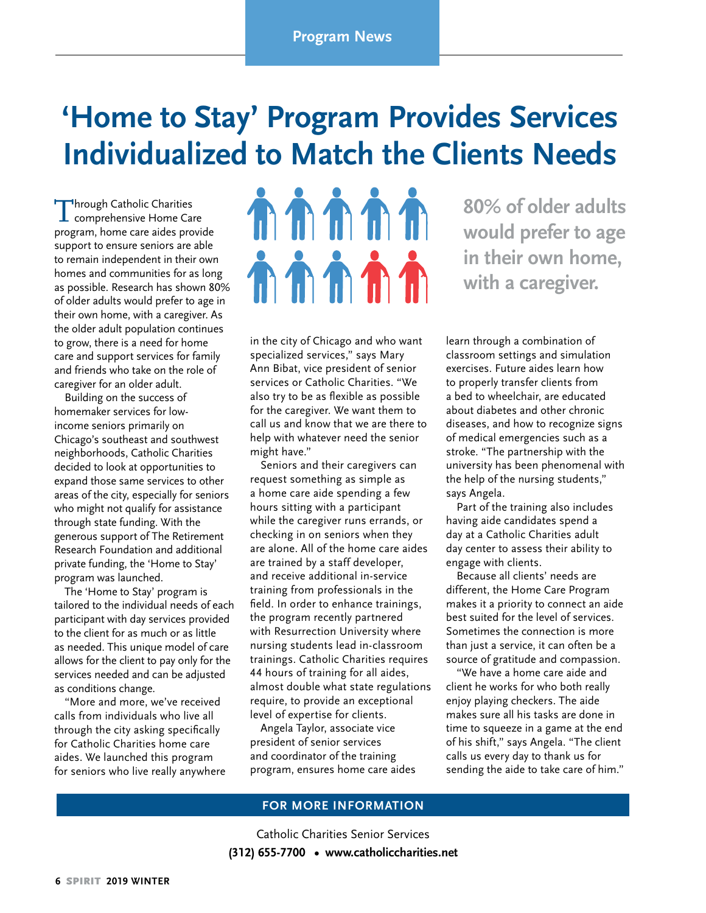# 'Home to Stay' Program Provides Services Individualized to Match the Clients Needs

Through Catholic Charities comprehensive Home Care program, home care aides provide support to ensure seniors are able to remain independent in their own homes and communities for as long as possible. Research has shown 80% of older adults would prefer to age in their own home, with a caregiver. As the older adult population continues to grow, there is a need for home care and support services for family and friends who take on the role of caregiver for an older adult.

Building on the success of homemaker services for low-income seniors primarily on Chicago's southeast and southwest neighborhoods, Catholic Charities decided to look at opportunities to expand those same services to other areas of the city, especially for seniors who might not qualify for assistance through state funding. With the generous support of The Retirement Research Foundation and additional private funding, the 'Home to Stay' program was launched.

The 'Home to Stay' program is tailored to the individual needs of each participant with day services provided to the client for as much or as little as needed. This unique model of care allows for the client to pay only for the services needed and can be adjusted as conditions change.

"More and more, we've received calls from individuals who live all through the city asking specifically for Catholic Charities home care aides. We launched this program for seniors who live really anywhere in the city of Chicago and who want specialized services," says Mary Ann Bibat, vice president of senior services or Catholic Charities. "We also try to be as flexible as possible for the caregiver. We want them to call us and know that we are there to help with whatever need the senior might have."

**80% of older adults would prefer to age in their own home, with a caregiver.**

Seniors and their caregivers can request something as simple as a home care aide spending a few hours sitting with a participant while the caregiver runs errands, or checking in on seniors when they are alone. All of the home care aides are trained by a staff developer, and receive additional in-service training from professionals in the field. In order to enhance trainings, the program recently partnered with Resurrection University where nursing students lead in-classroom trainings. Catholic Charities requires 44 hours of training for all aides, almost double what state regulations require, to provide an exceptional level of expertise for clients.

Angela Taylor, associate vice president of senior services and coordinator of the training program, ensures home care aides learn through a combination of classroom settings and simulation exercises. Future aides learn how to properly transfer clients from a bed to wheelchair, are educated about diabetes and other chronic diseases, and how to recognize signs of medical emergencies such as a stroke. "The partnership with the university has been phenomenal with the help of the nursing students," says Angela.

Part of the training also includes having aide candidates spend a day at a Catholic Charities adult day center to assess their ability to engage with clients.

Because all clients' needs are different, the Home Care Program makes it a priority to connect an aide best suited for the level of services. Sometimes the connection is more than just a service, it can often be a source of gratitude and compassion.

"We have a home care aide and client he works for who both really enjoy playing checkers. The aide makes sure all his tasks are done in time to squeeze in a game at the end of his shift," says Angela. "The client calls us every day to thank us for sending the aide to take care of him."

**FOR MORE INFORMATION**

Catholic Charities Senior Services
**(312) 655-7700 • www.catholiccharities.net**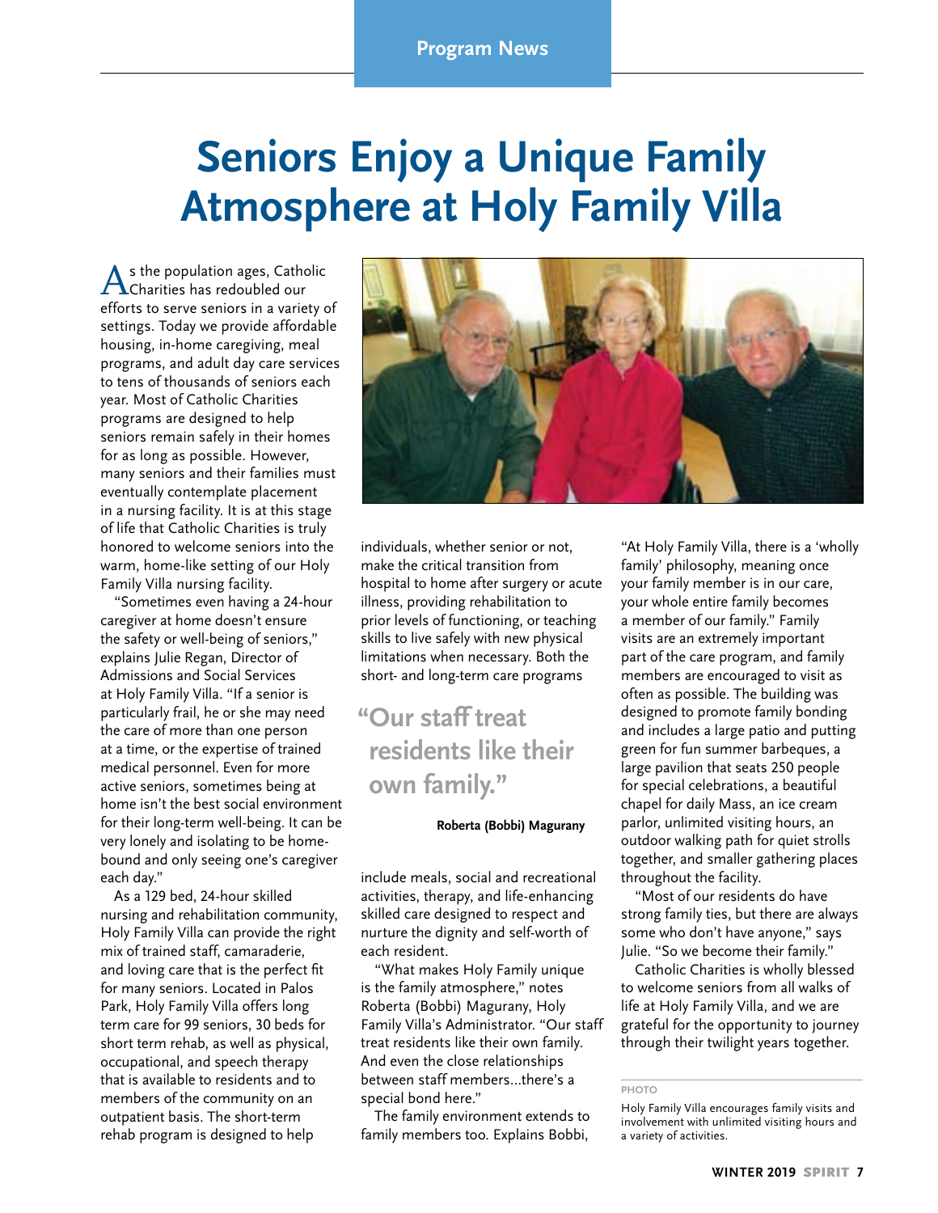Program News

# Seniors Enjoy a Unique Family Atmosphere at Holy Family Villa

As the population ages, Catholic Charities has redoubled our efforts to serve seniors in a variety of settings. Today we provide affordable housing, in-home caregiving, meal programs, and adult day care services to tens of thousands of seniors each year. Most of Catholic Charities programs are designed to help seniors remain safely in their homes for as long as possible. However, many seniors and their families must eventually contemplate placement in a nursing facility. It is at this stage of life that Catholic Charities is truly honored to welcome seniors into the warm, home-like setting of our Holy Family Villa nursing facility.

"Sometimes even having a 24-hour caregiver at home doesn't ensure the safety or well-being of seniors," explains Julie Regan, Director of Admissions and Social Services at Holy Family Villa. "If a senior is particularly frail, he or she may need the care of more than one person at a time, or the expertise of trained medical personnel. Even for more active seniors, sometimes being at home isn't the best social environment for their long-term well-being. It can be very lonely and isolating to be home-bound and only seeing one's caregiver each day."

As a 129 bed, 24-hour skilled nursing and rehabilitation community, Holy Family Villa can provide the right mix of trained staff, camaraderie, and loving care that is the perfect fit for many seniors. Located in Palos Park, Holy Family Villa offers long term care for 99 seniors, 30 beds for short term rehab, as well as physical, occupational, and speech therapy that is available to residents and to members of the community on an outpatient basis. The short-term rehab program is designed to help individuals, whether senior or not, make the critical transition from hospital to home after surgery or acute illness, providing rehabilitation to prior levels of functioning, or teaching skills to live safely with new physical limitations when necessary. Both the short- and long-term care programs include meals, social and recreational activities, therapy, and life-enhancing skilled care designed to respect and nurture the dignity and self-worth of each resident.

> **"Our staff treat residents like their own family."**
>
> **Roberta (Bobbi) Magurany**

"What makes Holy Family unique is the family atmosphere," notes Roberta (Bobbi) Magurany, Holy Family Villa's Administrator. "Our staff treat residents like their own family. And even the close relationships between staff members…there's a special bond here."

The family environment extends to family members too. Explains Bobbi, "At Holy Family Villa, there is a 'wholly family' philosophy, meaning once your family member is in our care, your whole entire family becomes a member of our family." Family visits are an extremely important part of the care program, and family members are encouraged to visit as often as possible. The building was designed to promote family bonding and includes a large patio and putting green for fun summer barbeques, a large pavilion that seats 250 people for special celebrations, a beautiful chapel for daily Mass, an ice cream parlor, unlimited visiting hours, an outdoor walking path for quiet strolls together, and smaller gathering places throughout the facility.

"Most of our residents do have strong family ties, but there are always some who don't have anyone," says Julie. "So we become their family."

Catholic Charities is wholly blessed to welcome seniors from all walks of life at Holy Family Villa, and we are grateful for the opportunity to journey through their twilight years together.

PHOTO

Holy Family Villa encourages family visits and involvement with unlimited visiting hours and a variety of activities.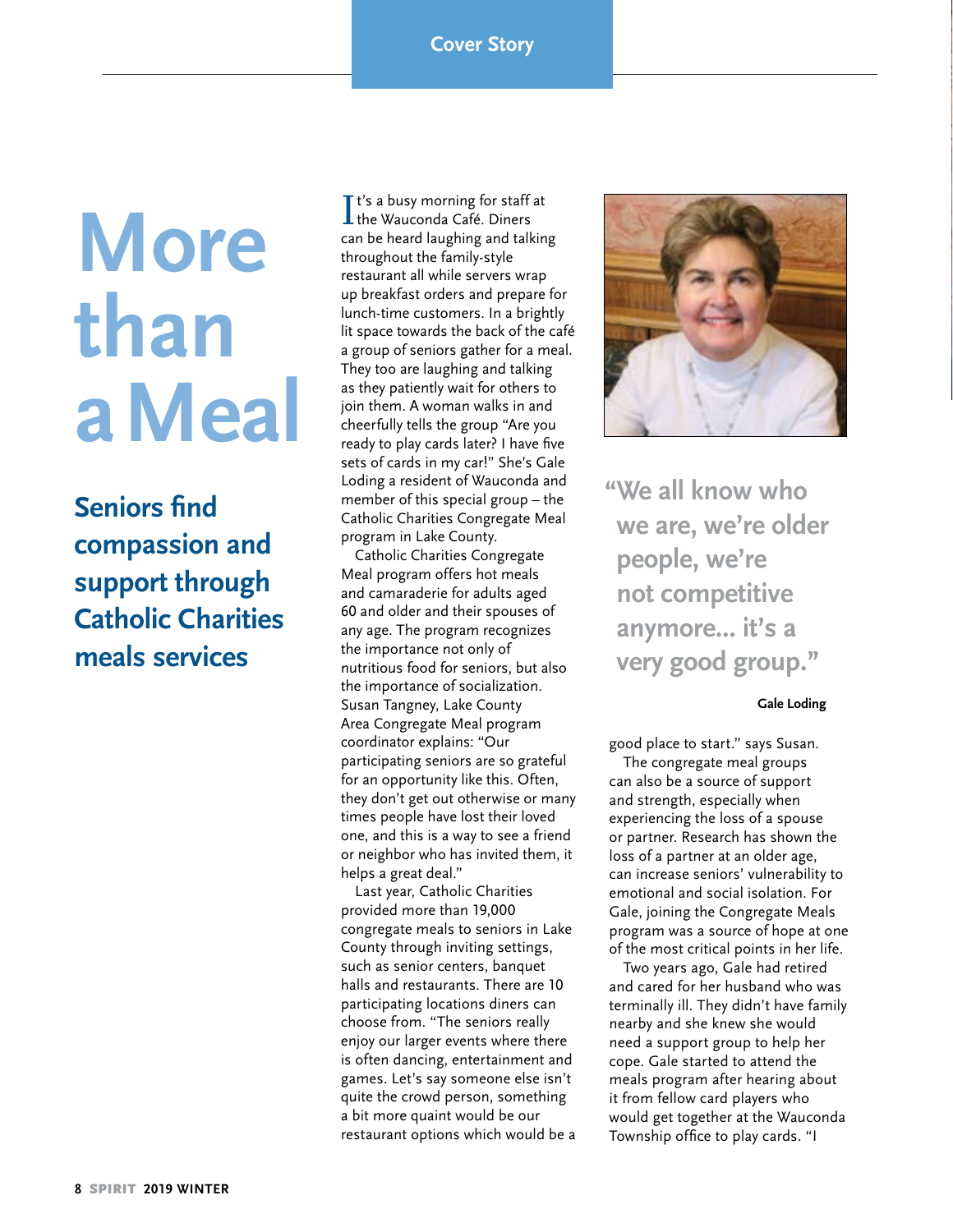Cover Story

# More than a Meal

## Seniors find compassion and support through Catholic Charities meals services

It's a busy morning for staff at the Wauconda Café. Diners can be heard laughing and talking throughout the family-style restaurant all while servers wrap up breakfast orders and prepare for lunch-time customers. In a brightly lit space towards the back of the café a group of seniors gather for a meal. They too are laughing and talking as they patiently wait for others to join them. A woman walks in and cheerfully tells the group "Are you ready to play cards later? I have five sets of cards in my car!" She's Gale Loding a resident of Wauconda and member of this special group – the Catholic Charities Congregate Meal program in Lake County.

Catholic Charities Congregate Meal program offers hot meals and camaraderie for adults aged 60 and older and their spouses of any age. The program recognizes the importance not only of nutritious food for seniors, but also the importance of socialization. Susan Tangney, Lake County Area Congregate Meal program coordinator explains: "Our participating seniors are so grateful for an opportunity like this. Often, they don't get out otherwise or many times people have lost their loved one, and this is a way to see a friend or neighbor who has invited them, it helps a great deal."

Last year, Catholic Charities provided more than 19,000 congregate meals to seniors in Lake County through inviting settings, such as senior centers, banquet halls and restaurants. There are 10 participating locations diners can choose from. "The seniors really enjoy our larger events where there is often dancing, entertainment and games. Let's say someone else isn't quite the crowd person, something a bit more quaint would be our restaurant options which would be a good place to start." says Susan.

> "We all know who we are, we're older people, we're not competitive anymore... it's a very good group."
>
> **Gale Loding**

The congregate meal groups can also be a source of support and strength, especially when experiencing the loss of a spouse or partner. Research has shown the loss of a partner at an older age, can increase seniors' vulnerability to emotional and social isolation. For Gale, joining the Congregate Meals program was a source of hope at one of the most critical points in her life.

Two years ago, Gale had retired and cared for her husband who was terminally ill. They didn't have family nearby and she knew she would need a support group to help her cope. Gale started to attend the meals program after hearing about it from fellow card players who would get together at the Wauconda Township office to play cards. "I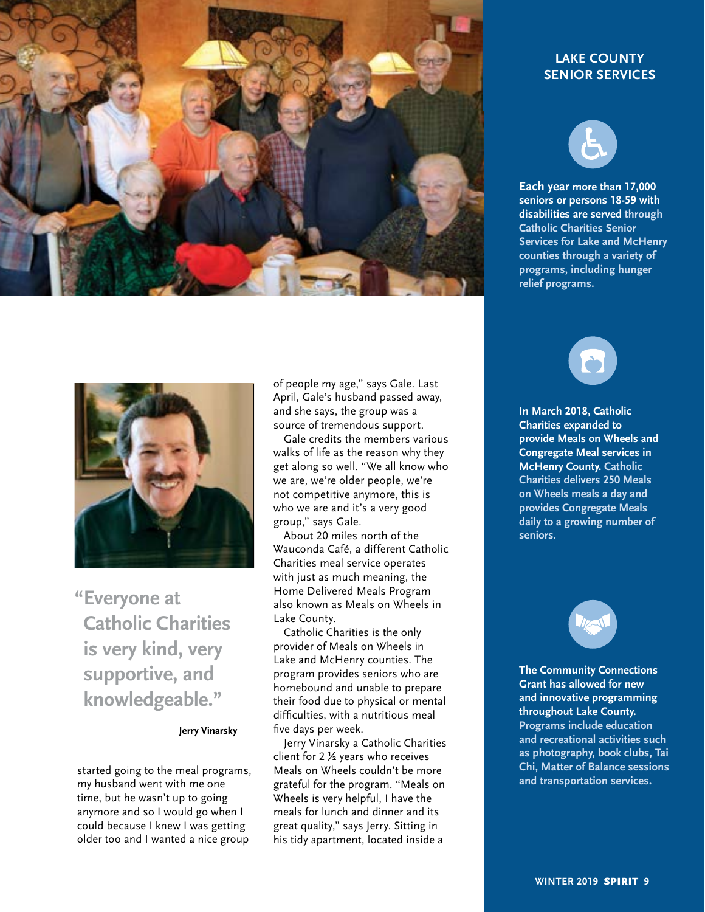started going to the meal programs, my husband went with me one time, but he wasn't up to going anymore and so I would go when I could because I knew I was getting older too and I wanted a nice group of people my age," says Gale. Last April, Gale's husband passed away, and she says, the group was a source of tremendous support.

Gale credits the members various walks of life as the reason why they get along so well. "We all know who we are, we're older people, we're not competitive anymore, this is who we are and it's a very good group," says Gale.

About 20 miles north of the Wauconda Café, a different Catholic Charities meal service operates with just as much meaning, the Home Delivered Meals Program also known as Meals on Wheels in Lake County.

Catholic Charities is the only provider of Meals on Wheels in Lake and McHenry counties. The program provides seniors who are homebound and unable to prepare their food due to physical or mental difficulties, with a nutritious meal five days per week.

Jerry Vinarsky a Catholic Charities client for 2 ½ years who receives Meals on Wheels couldn't be more grateful for the program. "Meals on Wheels is very helpful, I have the meals for lunch and dinner and its great quality," says Jerry. Sitting in his tidy apartment, located inside a

> "Everyone at Catholic Charities is very kind, very supportive, and knowledgeable."
>
> **Jerry Vinarsky**

## LAKE COUNTY SENIOR SERVICES

**Each year more than 17,000 seniors or persons 18-59 with disabilities are served through Catholic Charities Senior Services for Lake and McHenry counties through a variety of programs, including hunger relief programs.**

**In March 2018, Catholic Charities expanded to provide Meals on Wheels and Congregate Meal services in McHenry County. Catholic Charities delivers 250 Meals on Wheels meals a day and provides Congregate Meals daily to a growing number of seniors.**

**The Community Connections Grant has allowed for new and innovative programming throughout Lake County. Programs include education and recreational activities such as photography, book clubs, Tai Chi, Matter of Balance sessions and transportation services.**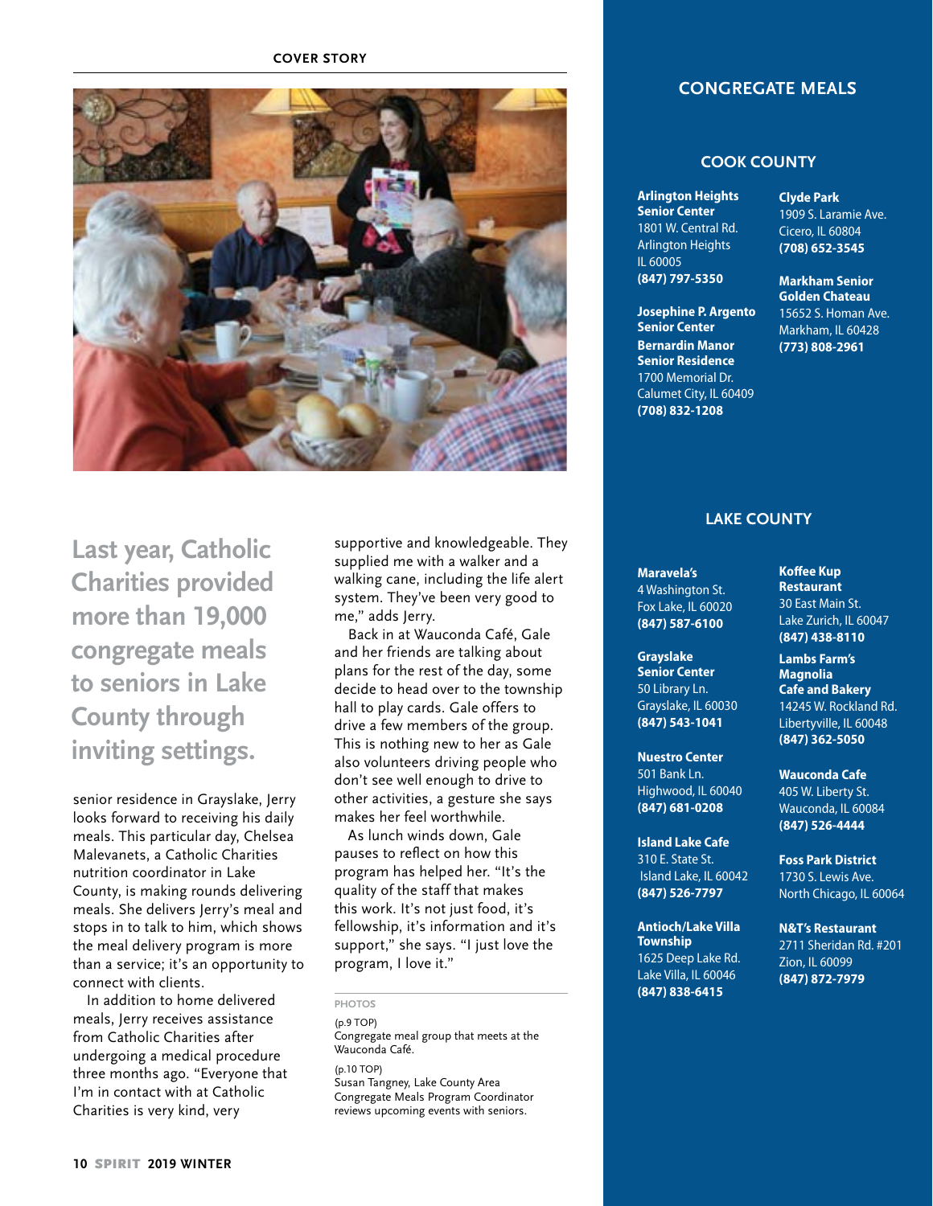**Last year, Catholic Charities provided more than 19,000 congregate meals to seniors in Lake County through inviting settings.**

senior residence in Grayslake, Jerry looks forward to receiving his daily meals. This particular day, Chelsea Malevanets, a Catholic Charities nutrition coordinator in Lake County, is making rounds delivering meals. She delivers Jerry's meal and stops in to talk to him, which shows the meal delivery program is more than a service; it's an opportunity to connect with clients.

In addition to home delivered meals, Jerry receives assistance from Catholic Charities after undergoing a medical procedure three months ago. "Everyone that I'm in contact with at Catholic Charities is very kind, very supportive and knowledgeable. They supplied me with a walker and a walking cane, including the life alert system. They've been very good to me," adds Jerry.

Back in at Wauconda Café, Gale and her friends are talking about plans for the rest of the day, some decide to head over to the township hall to play cards. Gale offers to drive a few members of the group. This is nothing new to her as Gale also volunteers driving people who don't see well enough to drive to other activities, a gesture she says makes her feel worthwhile.

As lunch winds down, Gale pauses to reflect on how this program has helped her. "It's the quality of the staff that makes this work. It's not just food, it's fellowship, it's information and it's support," she says. "I just love the program, I love it."

PHOTOS

(p.9 TOP)
Congregate meal group that meets at the Wauconda Café.

(p.10 TOP)
Susan Tangney, Lake County Area Congregate Meals Program Coordinator reviews upcoming events with seniors.

## CONGREGATE MEALS

### COOK COUNTY

**Arlington Heights Senior Center**
1801 W. Central Rd.
Arlington Heights IL 60005
**(847) 797-5350**

**Josephine P. Argento Senior Center**
**Bernardin Manor Senior Residence**
1700 Memorial Dr.
Calumet City, IL 60409
**(708) 832-1208**

**Clyde Park**
1909 S. Laramie Ave.
Cicero, IL 60804
**(708) 652-3545**

**Markham Senior Golden Chateau**
15652 S. Homan Ave.
Markham, IL 60428
**(773) 808-2961**

### LAKE COUNTY

**Maravela's**
4 Washington St.
Fox Lake, IL 60020
**(847) 587-6100**

**Grayslake Senior Center**
50 Library Ln.
Grayslake, IL 60030
**(847) 543-1041**

**Nuestro Center**
501 Bank Ln.
Highwood, IL 60040
**(847) 681-0208**

**Island Lake Cafe**
310 E. State St.
Island Lake, IL 60042
**(847) 526-7797**

**Antioch/Lake Villa Township**
1625 Deep Lake Rd.
Lake Villa, IL 60046
**(847) 838-6415**

**Koffee Kup Restaurant**
30 East Main St.
Lake Zurich, IL 60047
**(847) 438-8110**

**Lambs Farm's Magnolia Cafe and Bakery**
14245 W. Rockland Rd.
Libertyville, IL 60048
**(847) 362-5050**

**Wauconda Cafe**
405 W. Liberty St.
Wauconda, IL 60084
**(847) 526-4444**

**Foss Park District**
1730 S. Lewis Ave.
North Chicago, IL 60064

**N&T's Restaurant**
2711 Sheridan Rd. #201
Zion, IL 60099
**(847) 872-7979**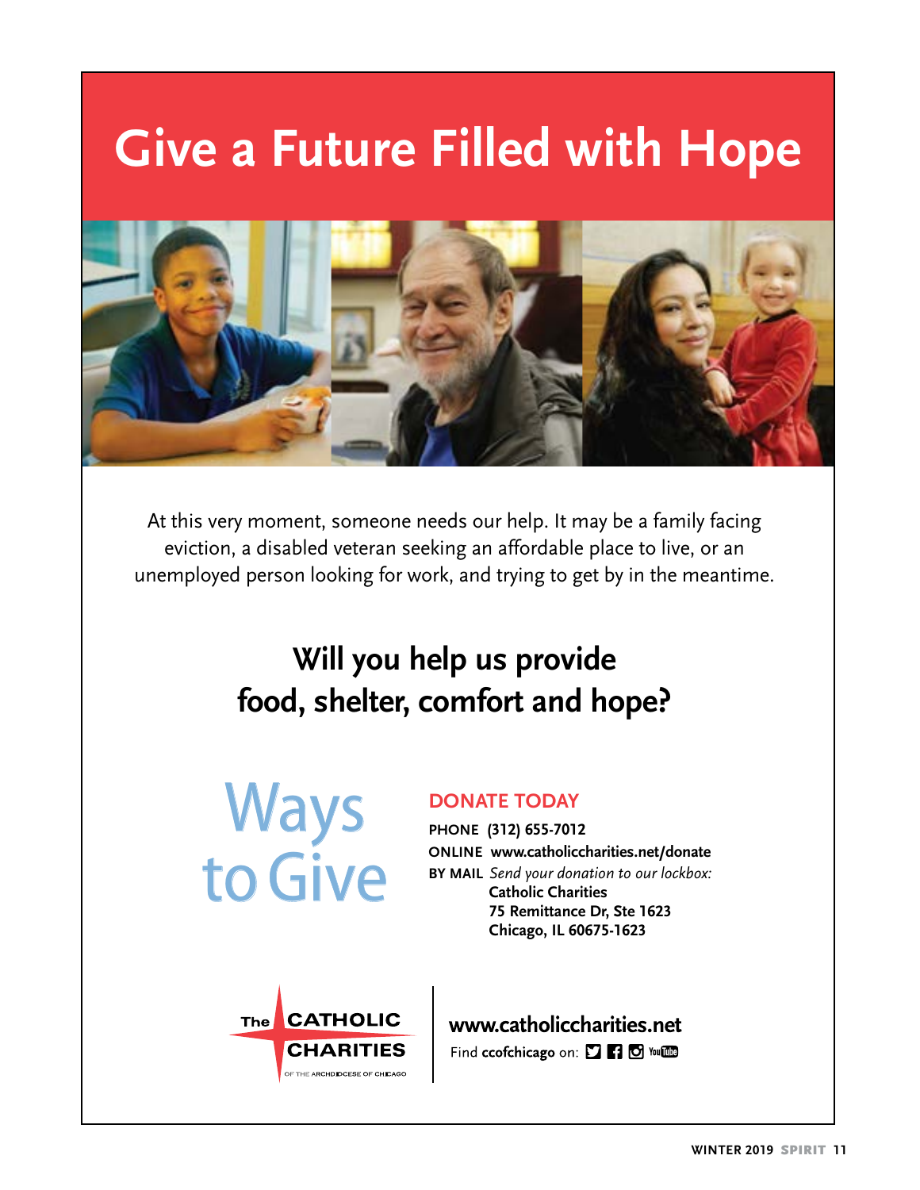# Give a Future Filled with Hope

At this very moment, someone needs our help. It may be a family facing eviction, a disabled veteran seeking an affordable place to live, or an unemployed person looking for work, and trying to get by in the meantime.

## Will you help us provide food, shelter, comfort and hope?

## Ways to Give

### DONATE TODAY

**PHONE** **(312) 655-7012**

**ONLINE** **www.catholiccharities.net/donate**

**BY MAIL** *Send your donation to our lockbox:*
**Catholic Charities**
**75 Remittance Dr, Ste 1623**
**Chicago, IL 60675-1623**

The CATHOLIC CHARITIES OF THE ARCHDIOCESE OF CHICAGO

**www.catholiccharities.net**

Find **ccofchicago** on: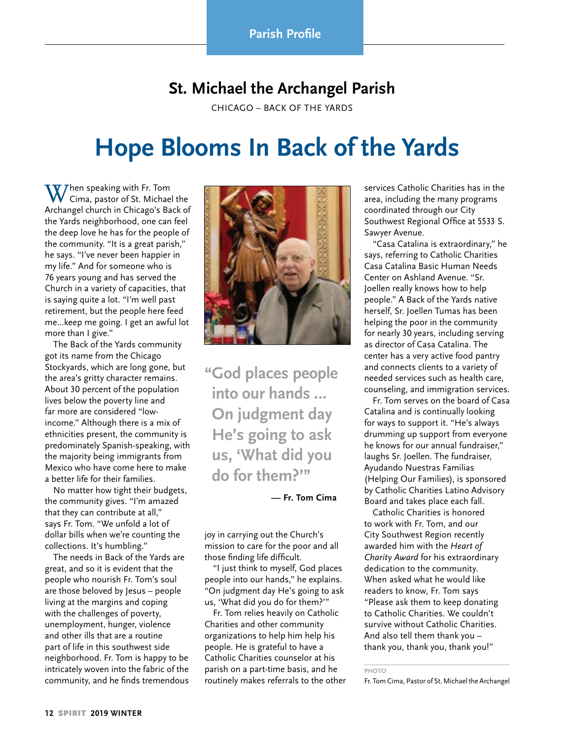Parish Profile

## St. Michael the Archangel Parish

CHICAGO – BACK OF THE YARDS

# Hope Blooms In Back of the Yards

When speaking with Fr. Tom Cima, pastor of St. Michael the Archangel church in Chicago's Back of the Yards neighborhood, one can feel the deep love he has for the people of the community. "It is a great parish," he says. "I've never been happier in my life." And for someone who is 76 years young and has served the Church in a variety of capacities, that is saying quite a lot. "I'm well past retirement, but the people here feed me...keep me going. I get an awful lot more than I give."

The Back of the Yards community got its name from the Chicago Stockyards, which are long gone, but the area's gritty character remains. About 30 percent of the population lives below the poverty line and far more are considered "low-income." Although there is a mix of ethnicities present, the community is predominately Spanish-speaking, with the majority being immigrants from Mexico who have come here to make a better life for their families.

No matter how tight their budgets, the community gives. "I'm amazed that they can contribute at all," says Fr. Tom. "We unfold a lot of dollar bills when we're counting the collections. It's humbling."

The needs in Back of the Yards are great, and so it is evident that the people who nourish Fr. Tom's soul are those beloved by Jesus – people living at the margins and coping with the challenges of poverty, unemployment, hunger, violence and other ills that are a routine part of life in this southwest side neighborhood. Fr. Tom is happy to be intricately woven into the fabric of the community, and he finds tremendous joy in carrying out the Church's mission to care for the poor and all those finding life difficult.

> **"God places people into our hands ... On judgment day He's going to ask us, 'What did you do for them?'"**
>
> **— Fr. Tom Cima**

"I just think to myself, God places people into our hands," he explains. "On judgment day He's going to ask us, 'What did you do for them?'"

Fr. Tom relies heavily on Catholic Charities and other community organizations to help him help his people. He is grateful to have a Catholic Charities counselor at his parish on a part-time basis, and he routinely makes referrals to the other services Catholic Charities has in the area, including the many programs coordinated through our City Southwest Regional Office at 5533 S. Sawyer Avenue.

"Casa Catalina is extraordinary," he says, referring to Catholic Charities Casa Catalina Basic Human Needs Center on Ashland Avenue. "Sr. Joellen really knows how to help people." A Back of the Yards native herself, Sr. Joellen Tumas has been helping the poor in the community for nearly 30 years, including serving as director of Casa Catalina. The center has a very active food pantry and connects clients to a variety of needed services such as health care, counseling, and immigration services.

Fr. Tom serves on the board of Casa Catalina and is continually looking for ways to support it. "He's always drumming up support from everyone he knows for our annual fundraiser," laughs Sr. Joellen. The fundraiser, Ayudando Nuestras Familias (Helping Our Families), is sponsored by Catholic Charities Latino Advisory Board and takes place each fall.

Catholic Charities is honored to work with Fr. Tom, and our City Southwest Region recently awarded him with the *Heart of Charity Award* for his extraordinary dedication to the community. When asked what he would like readers to know, Fr. Tom says "Please ask them to keep donating to Catholic Charities. We couldn't survive without Catholic Charities. And also tell them thank you – thank you, thank you, thank you!"

PHOTO

Fr. Tom Cima, Pastor of St. Michael the Archangel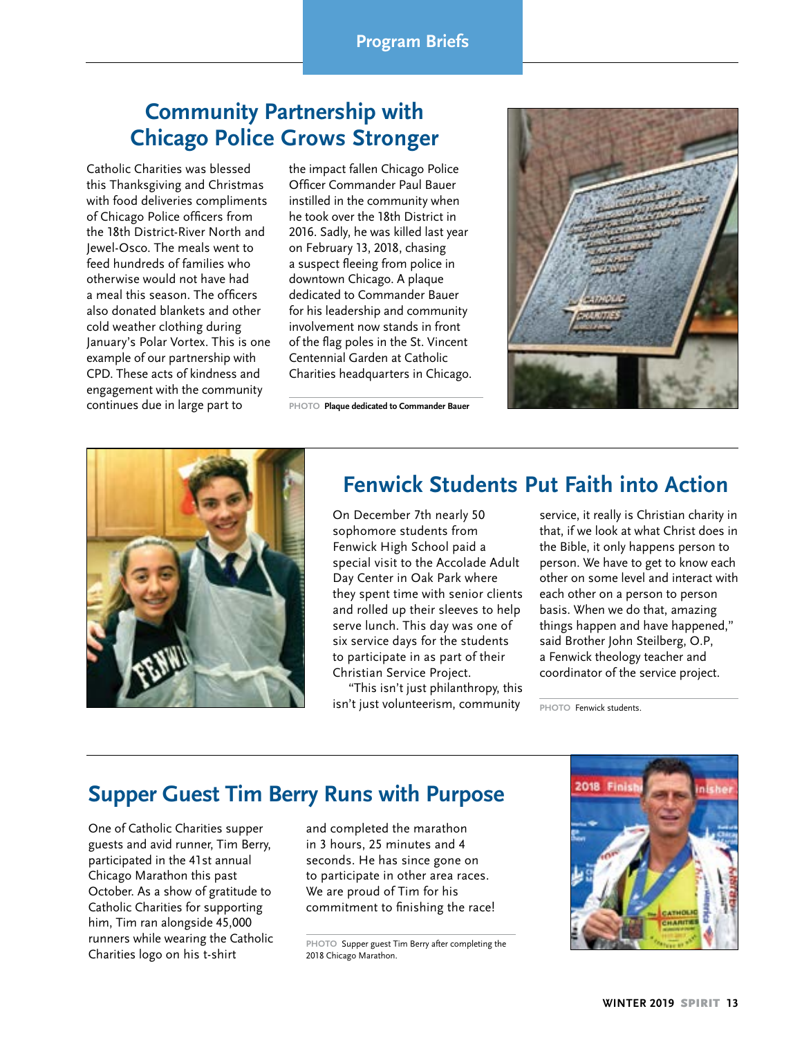## Program Briefs

# Community Partnership with Chicago Police Grows Stronger

Catholic Charities was blessed this Thanksgiving and Christmas with food deliveries compliments of Chicago Police officers from the 18th District-River North and Jewel-Osco. The meals went to feed hundreds of families who otherwise would not have had a meal this season. The officers also donated blankets and other cold weather clothing during January's Polar Vortex. This is one example of our partnership with CPD. These acts of kindness and engagement with the community continues due in large part to the impact fallen Chicago Police Officer Commander Paul Bauer instilled in the community when he took over the 18th District in 2016. Sadly, he was killed last year on February 13, 2018, chasing a suspect fleeing from police in downtown Chicago. A plaque dedicated to Commander Bauer for his leadership and community involvement now stands in front of the flag poles in the St. Vincent Centennial Garden at Catholic Charities headquarters in Chicago.

PHOTO **Plaque dedicated to Commander Bauer**

# Fenwick Students Put Faith into Action

On December 7th nearly 50 sophomore students from Fenwick High School paid a special visit to the Accolade Adult Day Center in Oak Park where they spent time with senior clients and rolled up their sleeves to help serve lunch. This day was one of six service days for the students to participate in as part of their Christian Service Project.

"This isn't just philanthropy, this isn't just volunteerism, community service, it really is Christian charity in that, if we look at what Christ does in the Bible, it only happens person to person. We have to get to know each other on some level and interact with each other on a person to person basis. When we do that, amazing things happen and have happened," said Brother John Steilberg, O.P, a Fenwick theology teacher and coordinator of the service project.

PHOTO Fenwick students.

# Supper Guest Tim Berry Runs with Purpose

One of Catholic Charities supper guests and avid runner, Tim Berry, participated in the 41st annual Chicago Marathon this past October. As a show of gratitude to Catholic Charities for supporting him, Tim ran alongside 45,000 runners while wearing the Catholic Charities logo on his t-shirt and completed the marathon in 3 hours, 25 minutes and 4 seconds. He has since gone on to participate in other area races. We are proud of Tim for his commitment to finishing the race!

PHOTO Supper guest Tim Berry after completing the 2018 Chicago Marathon.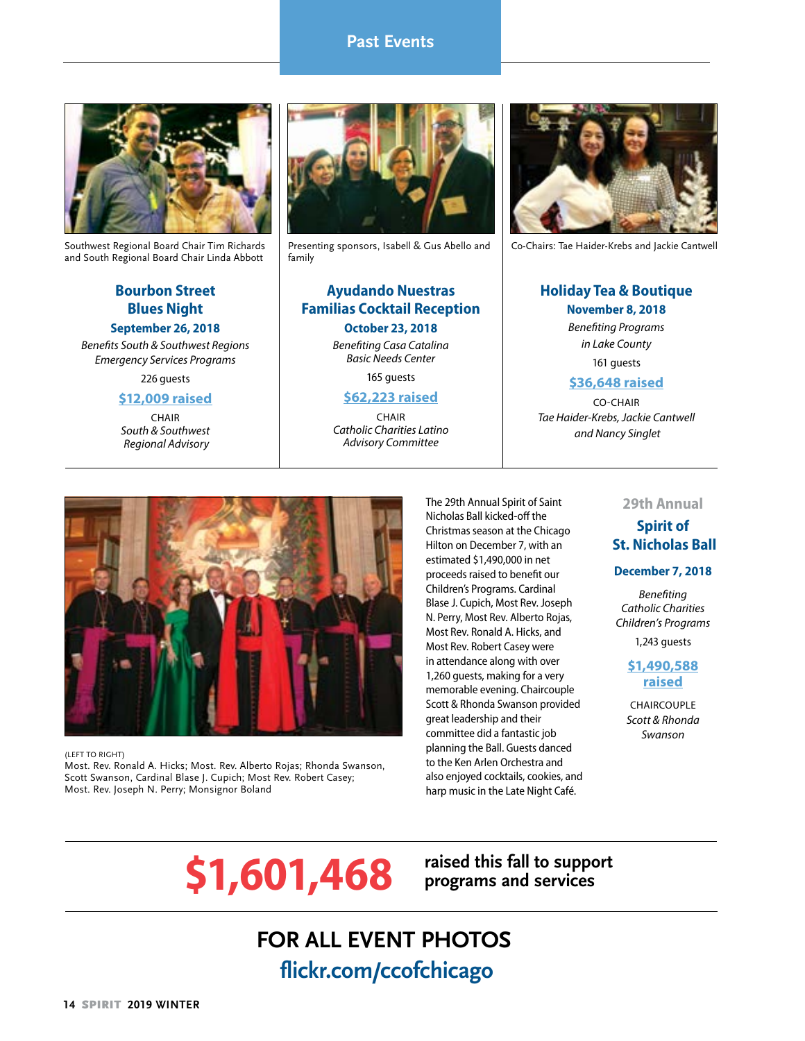# Past Events

Southwest Regional Board Chair Tim Richards and South Regional Board Chair Linda Abbott

## Bourbon Street Blues Night

**September 26, 2018**

*Benefits South & Southwest Regions Emergency Services Programs*

226 guests

**$12,009 raised**

CHAIR
*South & Southwest Regional Advisory*

Presenting sponsors, Isabell & Gus Abello and family

## Ayudando Nuestras Familias Cocktail Reception

**October 23, 2018**

*Benefiting Casa Catalina Basic Needs Center*

165 guests

**$62,223 raised**

CHAIR
*Catholic Charities Latino Advisory Committee*

Co-Chairs: Tae Haider-Krebs and Jackie Cantwell

## Holiday Tea & Boutique

**November 8, 2018**

*Benefiting Programs in Lake County*

161 guests

**$36,648 raised**

CO-CHAIR
*Tae Haider-Krebs, Jackie Cantwell and Nancy Singlet*

(LEFT TO RIGHT)
Most. Rev. Ronald A. Hicks; Most. Rev. Alberto Rojas; Rhonda Swanson, Scott Swanson, Cardinal Blase J. Cupich; Most Rev. Robert Casey; Most. Rev. Joseph N. Perry; Monsignor Boland

The 29th Annual Spirit of Saint Nicholas Ball kicked-off the Christmas season at the Chicago Hilton on December 7, with an estimated $1,490,000 in net proceeds raised to benefit our Children's Programs. Cardinal Blase J. Cupich, Most Rev. Joseph N. Perry, Most Rev. Alberto Rojas, Most Rev. Ronald A. Hicks, and Most Rev. Robert Casey were in attendance along with over 1,260 guests, making for a very memorable evening. Chaircouple Scott & Rhonda Swanson provided great leadership and their committee did a fantastic job planning the Ball. Guests danced to the Ken Arlen Orchestra and also enjoyed cocktails, cookies, and harp music in the Late Night Café.

29th Annual

## Spirit of St. Nicholas Ball

**December 7, 2018**

*Benefiting Catholic Charities Children's Programs*

1,243 guests

**$1,490,588 raised**

CHAIRCOUPLE
*Scott & Rhonda Swanson*

**$1,601,468** **raised this fall to support programs and services**

## FOR ALL EVENT PHOTOS

**flickr.com/ccofchicago**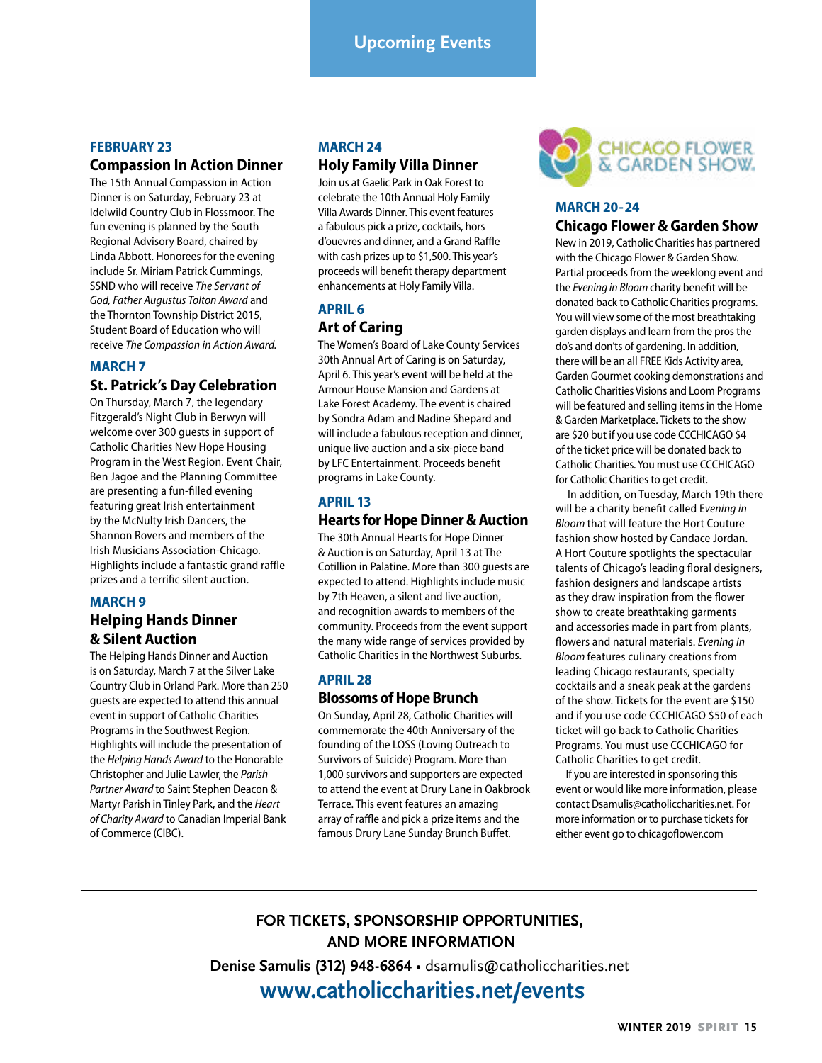# Upcoming Events

**FEBRUARY 23**

## Compassion In Action Dinner

The 15th Annual Compassion in Action Dinner is on Saturday, February 23 at Idelwild Country Club in Flossmoor. The fun evening is planned by the South Regional Advisory Board, chaired by Linda Abbott. Honorees for the evening include Sr. Miriam Patrick Cummings, SSND who will receive *The Servant of God, Father Augustus Tolton Award* and the Thornton Township District 2015, Student Board of Education who will receive *The Compassion in Action Award.*

**MARCH 7**

## St. Patrick's Day Celebration

On Thursday, March 7, the legendary Fitzgerald's Night Club in Berwyn will welcome over 300 guests in support of Catholic Charities New Hope Housing Program in the West Region. Event Chair, Ben Jagoe and the Planning Committee are presenting a fun-filled evening featuring great Irish entertainment by the McNulty Irish Dancers, the Shannon Rovers and members of the Irish Musicians Association-Chicago. Highlights include a fantastic grand raffle prizes and a terrific silent auction.

**MARCH 9**

## Helping Hands Dinner & Silent Auction

The Helping Hands Dinner and Auction is on Saturday, March 7 at the Silver Lake Country Club in Orland Park. More than 250 guests are expected to attend this annual event in support of Catholic Charities Programs in the Southwest Region. Highlights will include the presentation of the *Helping Hands Award* to the Honorable Christopher and Julie Lawler, the *Parish Partner Award* to Saint Stephen Deacon & Martyr Parish in Tinley Park, and the *Heart of Charity Award* to Canadian Imperial Bank of Commerce (CIBC).

**MARCH 24**

## Holy Family Villa Dinner

Join us at Gaelic Park in Oak Forest to celebrate the 10th Annual Holy Family Villa Awards Dinner. This event features a fabulous pick a prize, cocktails, hors d'ouevres and dinner, and a Grand Raffle with cash prizes up to $1,500. This year's proceeds will benefit therapy department enhancements at Holy Family Villa.

**APRIL 6**

## Art of Caring

The Women's Board of Lake County Services 30th Annual Art of Caring is on Saturday, April 6. This year's event will be held at the Armour House Mansion and Gardens at Lake Forest Academy. The event is chaired by Sondra Adam and Nadine Shepard and will include a fabulous reception and dinner, unique live auction and a six-piece band by LFC Entertainment. Proceeds benefit programs in Lake County.

**APRIL 13**

## Hearts for Hope Dinner & Auction

The 30th Annual Hearts for Hope Dinner & Auction is on Saturday, April 13 at The Cotillion in Palatine. More than 300 guests are expected to attend. Highlights include music by 7th Heaven, a silent and live auction, and recognition awards to members of the community. Proceeds from the event support the many wide range of services provided by Catholic Charities in the Northwest Suburbs.

**APRIL 28**

## Blossoms of Hope Brunch

On Sunday, April 28, Catholic Charities will commemorate the 40th Anniversary of the founding of the LOSS (Loving Outreach to Survivors of Suicide) Program. More than 1,000 survivors and supporters are expected to attend the event at Drury Lane in Oakbrook Terrace. This event features an amazing array of raffle and pick a prize items and the famous Drury Lane Sunday Brunch Buffet.

CHICAGO FLOWER & GARDEN SHOW

**MARCH 20-24**

## Chicago Flower & Garden Show

New in 2019, Catholic Charities has partnered with the Chicago Flower & Garden Show. Partial proceeds from the weeklong event and the *Evening in Bloom* charity benefit will be donated back to Catholic Charities programs. You will view some of the most breathtaking garden displays and learn from the pros the do's and don'ts of gardening. In addition, there will be an all FREE Kids Activity area, Garden Gourmet cooking demonstrations and Catholic Charities Visions and Loom Programs will be featured and selling items in the Home & Garden Marketplace. Tickets to the show are $20 but if you use code CCCHICAGO $4 of the ticket price will be donated back to Catholic Charities. You must use CCCHICAGO for Catholic Charities to get credit.

In addition, on Tuesday, March 19th there will be a charity benefit called *Evening in Bloom* that will feature the Hort Couture fashion show hosted by Candace Jordan. A Hort Couture spotlights the spectacular talents of Chicago's leading floral designers, fashion designers and landscape artists as they draw inspiration from the flower show to create breathtaking garments and accessories made in part from plants, flowers and natural materials. *Evening in Bloom* features culinary creations from leading Chicago restaurants, specialty cocktails and a sneak peak at the gardens of the show. Tickets for the event are $150 and if you use code CCCHICAGO $50 of each ticket will go back to Catholic Charities Programs. You must use CCCHICAGO for Catholic Charities to get credit.

If you are interested in sponsoring this event or would like more information, please contact Dsamulis@catholiccharities.net. For more information or to purchase tickets for either event go to chicagoflower.com

---

**FOR TICKETS, SPONSORSHIP OPPORTUNITIES, AND MORE INFORMATION**

**Denise Samulis (312) 948-6864** • dsamulis@catholiccharities.net

**www.catholiccharities.net/events**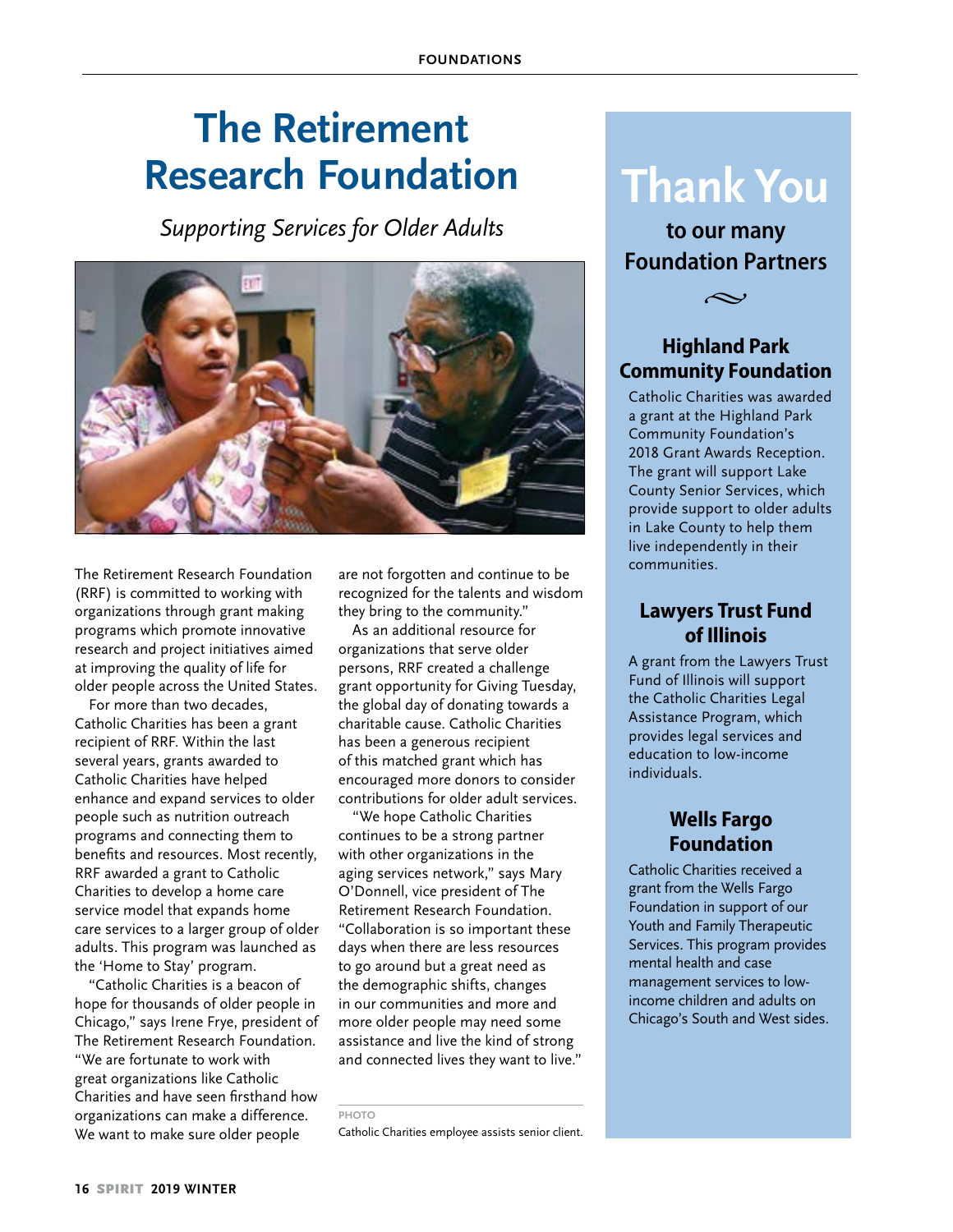# The Retirement Research Foundation

*Supporting Services for Older Adults*

The Retirement Research Foundation (RRF) is committed to working with organizations through grant making programs which promote innovative research and project initiatives aimed at improving the quality of life for older people across the United States.

For more than two decades, Catholic Charities has been a grant recipient of RRF. Within the last several years, grants awarded to Catholic Charities have helped enhance and expand services to older people such as nutrition outreach programs and connecting them to benefits and resources. Most recently, RRF awarded a grant to Catholic Charities to develop a home care service model that expands home care services to a larger group of older adults. This program was launched as the 'Home to Stay' program.

"Catholic Charities is a beacon of hope for thousands of older people in Chicago," says Irene Frye, president of The Retirement Research Foundation. "We are fortunate to work with great organizations like Catholic Charities and have seen firsthand how organizations can make a difference. We want to make sure older people are not forgotten and continue to be recognized for the talents and wisdom they bring to the community."

As an additional resource for organizations that serve older persons, RRF created a challenge grant opportunity for Giving Tuesday, the global day of donating towards a charitable cause. Catholic Charities has been a generous recipient of this matched grant which has encouraged more donors to consider contributions for older adult services.

"We hope Catholic Charities continues to be a strong partner with other organizations in the aging services network," says Mary O'Donnell, vice president of The Retirement Research Foundation. "Collaboration is so important these days when there are less resources to go around but a great need as the demographic shifts, changes in our communities and more and more older people may need some assistance and live the kind of strong and connected lives they want to live."

PHOTO
Catholic Charities employee assists senior client.

# Thank You

## to our many Foundation Partners

### Highland Park Community Foundation

Catholic Charities was awarded a grant at the Highland Park Community Foundation's 2018 Grant Awards Reception. The grant will support Lake County Senior Services, which provide support to older adults in Lake County to help them live independently in their communities.

### Lawyers Trust Fund of Illinois

A grant from the Lawyers Trust Fund of Illinois will support the Catholic Charities Legal Assistance Program, which provides legal services and education to low-income individuals.

### Wells Fargo Foundation

Catholic Charities received a grant from the Wells Fargo Foundation in support of our Youth and Family Therapeutic Services. This program provides mental health and case management services to low-income children and adults on Chicago's South and West sides.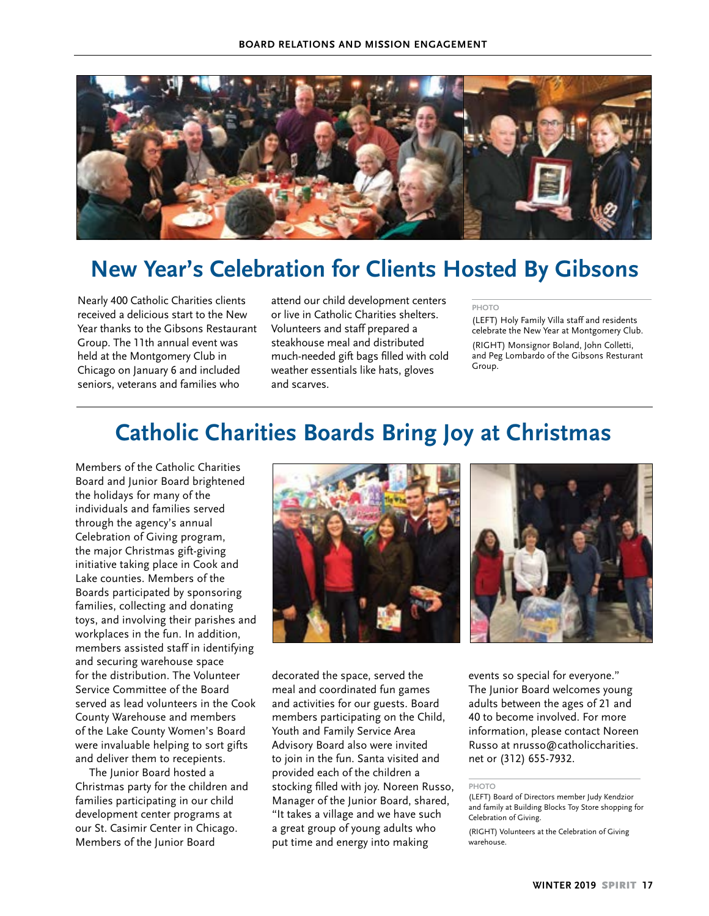# New Year's Celebration for Clients Hosted By Gibsons

Nearly 400 Catholic Charities clients received a delicious start to the New Year thanks to the Gibsons Restaurant Group. The 11th annual event was held at the Montgomery Club in Chicago on January 6 and included seniors, veterans and families who attend our child development centers or live in Catholic Charities shelters. Volunteers and staff prepared a steakhouse meal and distributed much-needed gift bags filled with cold weather essentials like hats, gloves and scarves.

PHOTO

(LEFT) Holy Family Villa staff and residents celebrate the New Year at Montgomery Club.

(RIGHT) Monsignor Boland, John Colletti, and Peg Lombardo of the Gibsons Resturant Group.

# Catholic Charities Boards Bring Joy at Christmas

Members of the Catholic Charities Board and Junior Board brightened the holidays for many of the individuals and families served through the agency's annual Celebration of Giving program, the major Christmas gift-giving initiative taking place in Cook and Lake counties. Members of the Boards participated by sponsoring families, collecting and donating toys, and involving their parishes and workplaces in the fun. In addition, members assisted staff in identifying and securing warehouse space for the distribution. The Volunteer Service Committee of the Board served as lead volunteers in the Cook County Warehouse and members of the Lake County Women's Board were invaluable helping to sort gifts and deliver them to recepients.

The Junior Board hosted a Christmas party for the children and families participating in our child development center programs at our St. Casimir Center in Chicago. Members of the Junior Board decorated the space, served the meal and coordinated fun games and activities for our guests. Board members participating on the Child, Youth and Family Service Area Advisory Board also were invited to join in the fun. Santa visited and provided each of the children a stocking filled with joy. Noreen Russo, Manager of the Junior Board, shared, "It takes a village and we have such a great group of young adults who put time and energy into making events so special for everyone." The Junior Board welcomes young adults between the ages of 21 and 40 to become involved. For more information, please contact Noreen Russo at nrusso@catholiccharities.net or (312) 655-7932.

PHOTO

(LEFT) Board of Directors member Judy Kendzior and family at Building Blocks Toy Store shopping for Celebration of Giving.

(RIGHT) Volunteers at the Celebration of Giving warehouse.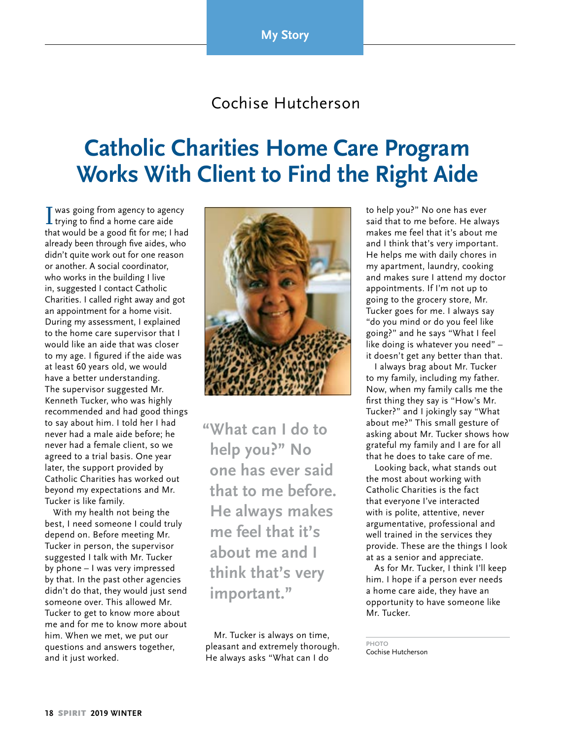My Story

Cochise Hutcherson

# Catholic Charities Home Care Program Works With Client to Find the Right Aide

I was going from agency to agency trying to find a home care aide that would be a good fit for me; I had already been through five aides, who didn't quite work out for one reason or another. A social coordinator, who works in the building I live in, suggested I contact Catholic Charities. I called right away and got an appointment for a home visit. During my assessment, I explained to the home care supervisor that I would like an aide that was closer to my age. I figured if the aide was at least 60 years old, we would have a better understanding. The supervisor suggested Mr. Kenneth Tucker, who was highly recommended and had good things to say about him. I told her I had never had a male aide before; he never had a female client, so we agreed to a trial basis. One year later, the support provided by Catholic Charities has worked out beyond my expectations and Mr. Tucker is like family.

With my health not being the best, I need someone I could truly depend on. Before meeting Mr. Tucker in person, the supervisor suggested I talk with Mr. Tucker by phone – I was very impressed by that. In the past other agencies didn't do that, they would just send someone over. This allowed Mr. Tucker to get to know more about me and for me to know more about him. When we met, we put our questions and answers together, and it just worked.

**"What can I do to help you?" No one has ever said that to me before. He always makes me feel that it's about me and I think that's very important."**

Mr. Tucker is always on time, pleasant and extremely thorough. He always asks "What can I do to help you?" No one has ever said that to me before. He always makes me feel that it's about me and I think that's very important. He helps me with daily chores in my apartment, laundry, cooking and makes sure I attend my doctor appointments. If I'm not up to going to the grocery store, Mr. Tucker goes for me. I always say "do you mind or do you feel like going?" and he says "What I feel like doing is whatever you need" – it doesn't get any better than that.

I always brag about Mr. Tucker to my family, including my father. Now, when my family calls me the first thing they say is "How's Mr. Tucker?" and I jokingly say "What about me?" This small gesture of asking about Mr. Tucker shows how grateful my family and I are for all that he does to take care of me.

Looking back, what stands out the most about working with Catholic Charities is the fact that everyone I've interacted with is polite, attentive, never argumentative, professional and well trained in the services they provide. These are the things I look at as a senior and appreciate.

As for Mr. Tucker, I think I'll keep him. I hope if a person ever needs a home care aide, they have an opportunity to have someone like Mr. Tucker.

PHOTO
Cochise Hutcherson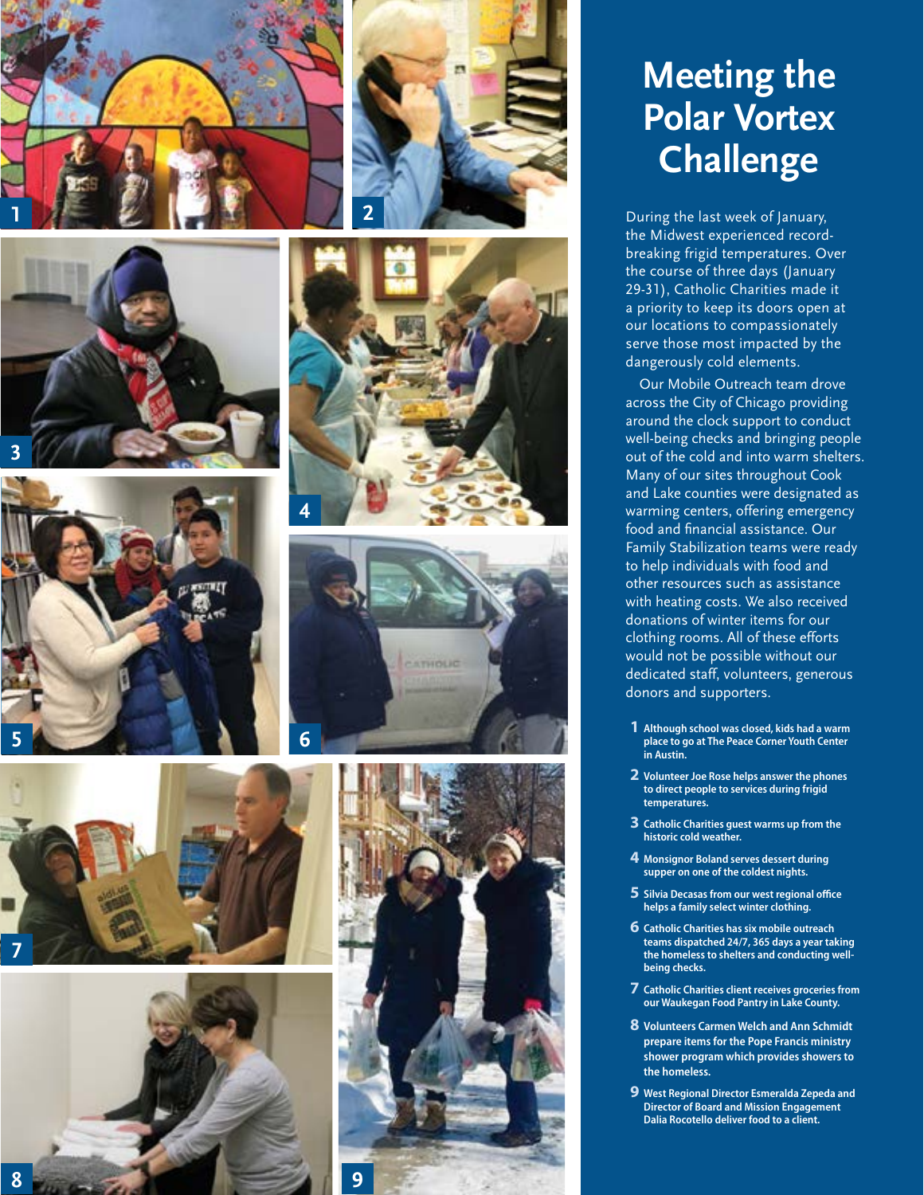# Meeting the Polar Vortex Challenge

During the last week of January, the Midwest experienced record-breaking frigid temperatures. Over the course of three days (January 29-31), Catholic Charities made it a priority to keep its doors open at our locations to compassionately serve those most impacted by the dangerously cold elements.

Our Mobile Outreach team drove across the City of Chicago providing around the clock support to conduct well-being checks and bringing people out of the cold and into warm shelters. Many of our sites throughout Cook and Lake counties were designated as warming centers, offering emergency food and financial assistance. Our Family Stabilization teams were ready to help individuals with food and other resources such as assistance with heating costs. We also received donations of winter items for our clothing rooms. All of these efforts would not be possible without our dedicated staff, volunteers, generous donors and supporters.

1. **Although school was closed, kids had a warm place to go at The Peace Corner Youth Center in Austin.**
2. **Volunteer Joe Rose helps answer the phones to direct people to services during frigid temperatures.**
3. **Catholic Charities guest warms up from the historic cold weather.**
4. **Monsignor Boland serves dessert during supper on one of the coldest nights.**
5. **Silvia Decasas from our west regional office helps a family select winter clothing.**
6. **Catholic Charities has six mobile outreach teams dispatched 24/7, 365 days a year taking the homeless to shelters and conducting well-being checks.**
7. **Catholic Charities client receives groceries from our Waukegan Food Pantry in Lake County.**
8. **Volunteers Carmen Welch and Ann Schmidt prepare items for the Pope Francis ministry shower program which provides showers to the homeless.**
9. **West Regional Director Esmeralda Zepeda and Director of Board and Mission Engagement Dalia Rocotello deliver food to a client.**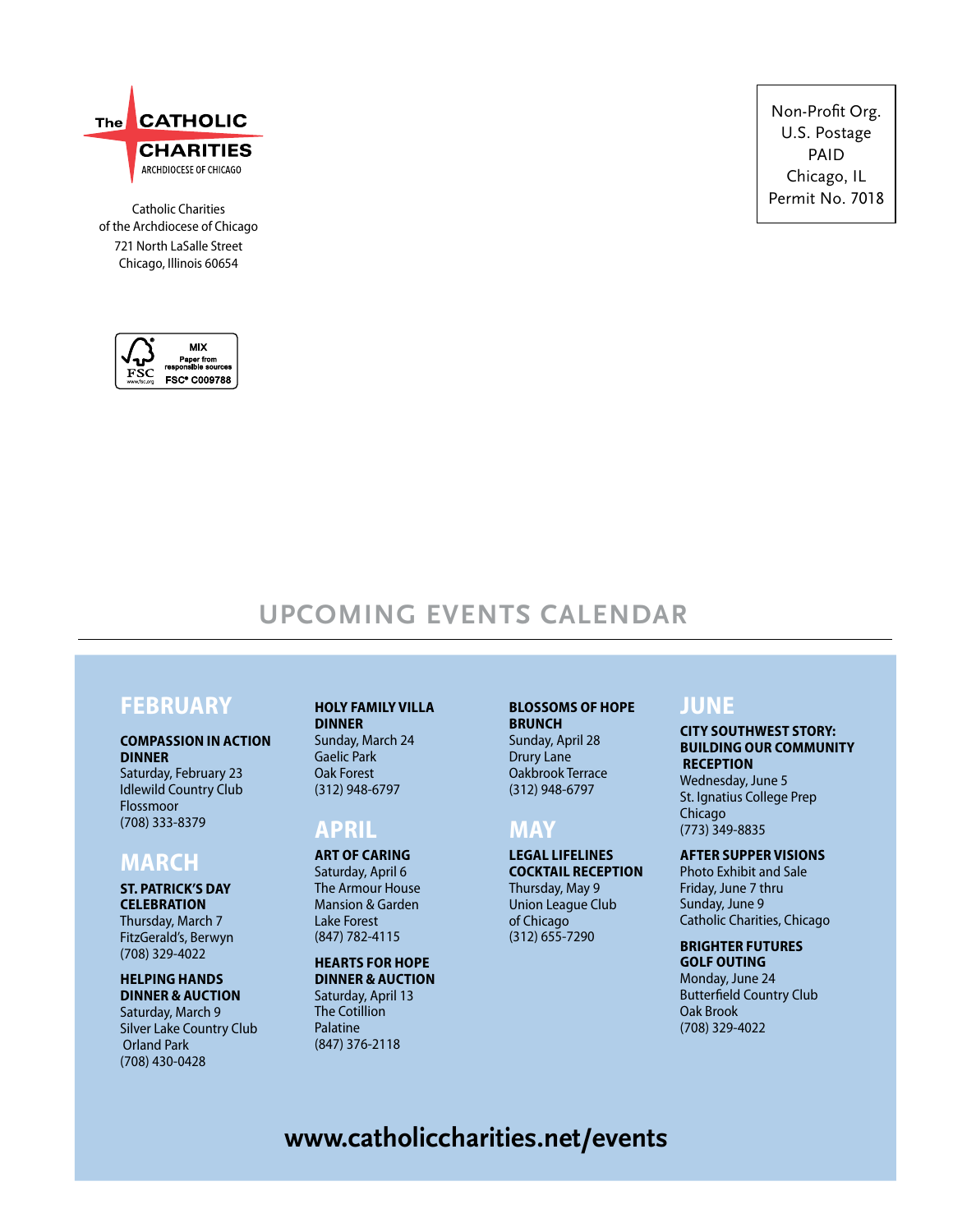The CATHOLIC CHARITIES
ARCHDIOCESE OF CHICAGO

Catholic Charities
of the Archdiocese of Chicago
721 North LaSalle Street
Chicago, Illinois 60654

Non-Profit Org.
U.S. Postage
PAID
Chicago, IL
Permit No. 7018

MIX
Paper from responsible sources
FSC® C009788

## UPCOMING EVENTS CALENDAR

### FEBRUARY

**COMPASSION IN ACTION DINNER**
Saturday, February 23
Idlewild Country Club
Flossmoor
(708) 333-8379

### MARCH

**ST. PATRICK'S DAY CELEBRATION**
Thursday, March 7
FitzGerald's, Berwyn
(708) 329-4022

**HELPING HANDS DINNER & AUCTION**
Saturday, March 9
Silver Lake Country Club
Orland Park
(708) 430-0428

**HOLY FAMILY VILLA DINNER**
Sunday, March 24
Gaelic Park
Oak Forest
(312) 948-6797

### APRIL

**ART OF CARING**
Saturday, April 6
The Armour House Mansion & Garden
Lake Forest
(847) 782-4115

**HEARTS FOR HOPE DINNER & AUCTION**
Saturday, April 13
The Cotillion
Palatine
(847) 376-2118

**BLOSSOMS OF HOPE BRUNCH**
Sunday, April 28
Drury Lane
Oakbrook Terrace
(312) 948-6797

### MAY

**LEGAL LIFELINES COCKTAIL RECEPTION**
Thursday, May 9
Union League Club of Chicago
(312) 655-7290

### JUNE

**CITY SOUTHWEST STORY: BUILDING OUR COMMUNITY RECEPTION**
Wednesday, June 5
St. Ignatius College Prep
Chicago
(773) 349-8835

**AFTER SUPPER VISIONS**
Photo Exhibit and Sale
Friday, June 7 thru
Sunday, June 9
Catholic Charities, Chicago

**BRIGHTER FUTURES GOLF OUTING**
Monday, June 24
Butterfield Country Club
Oak Brook
(708) 329-4022

**www.catholiccharities.net/events**